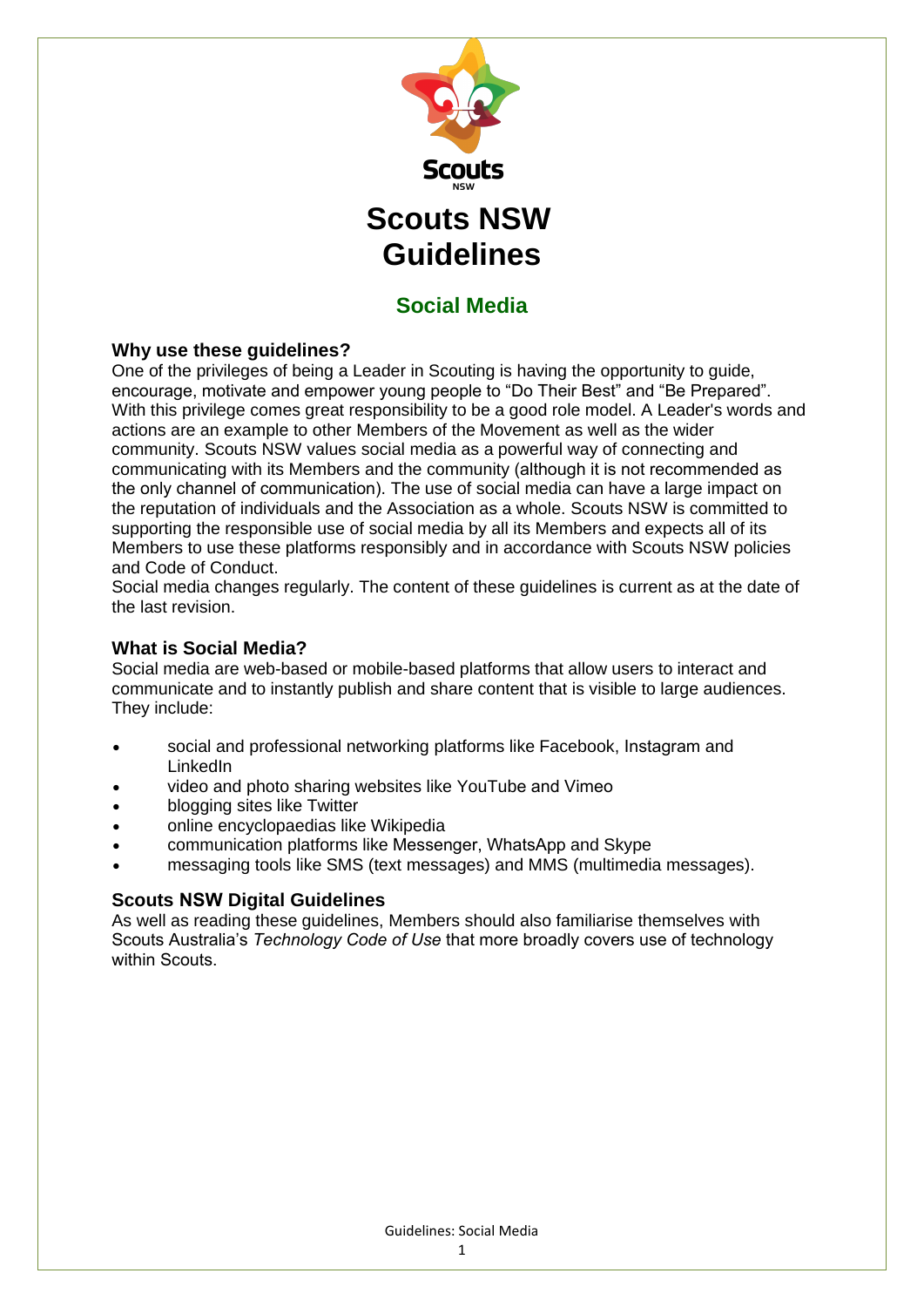# Scouts NSW Guidelines

## Social Media

### Why use these guidelines?

One of the privileges of being a Leader in Scouting is having the opportunity to guide, encourage, motivate and empower young people to "Do Their Best" and "Be Prepared". With this privilege comes great responsibility to be a good role model. A Leader's words and actions are an example to other Members of the Movement as well as the wider community. Scouts NSW values social media as a powerful way of connecting and communicating with its Members and the community (although it is not recommended as the only channel of communication). The use of social media can have a large impact on the reputation of individuals and the Association as a whole. Scouts NSW is committed to supporting the responsible use of social media by all its Members and expects all of its Members to use these platforms responsibly and in accordance with Scouts NSW policies and Code of Conduct.

Social media changes regularly. The content of these guidelines is current as at the date of the last revision.

### What is Social Media?

Social media are web-based or mobile-based platforms that allow users to interact and communicate and to instantly publish and share content that is visible to large audiences. They include:

- social and professional networking platforms like Facebook, Instagram and LinkedIn
- video and photo sharing websites like YouTube and Vimeo
- blogging sites like Twitter
- online encyclopaedias like Wikipedia
- communication platforms like Messenger, WhatsApp and Skype
- messaging tools like SMS (text messages) and MMS (multimedia messages).

### Scouts NSW Digital Guidelines

As well as reading these guidelines, Members should also familiarise themselves with Scouts Australia's *Technology Code of Use* that more broadly covers use of technology within Scouts.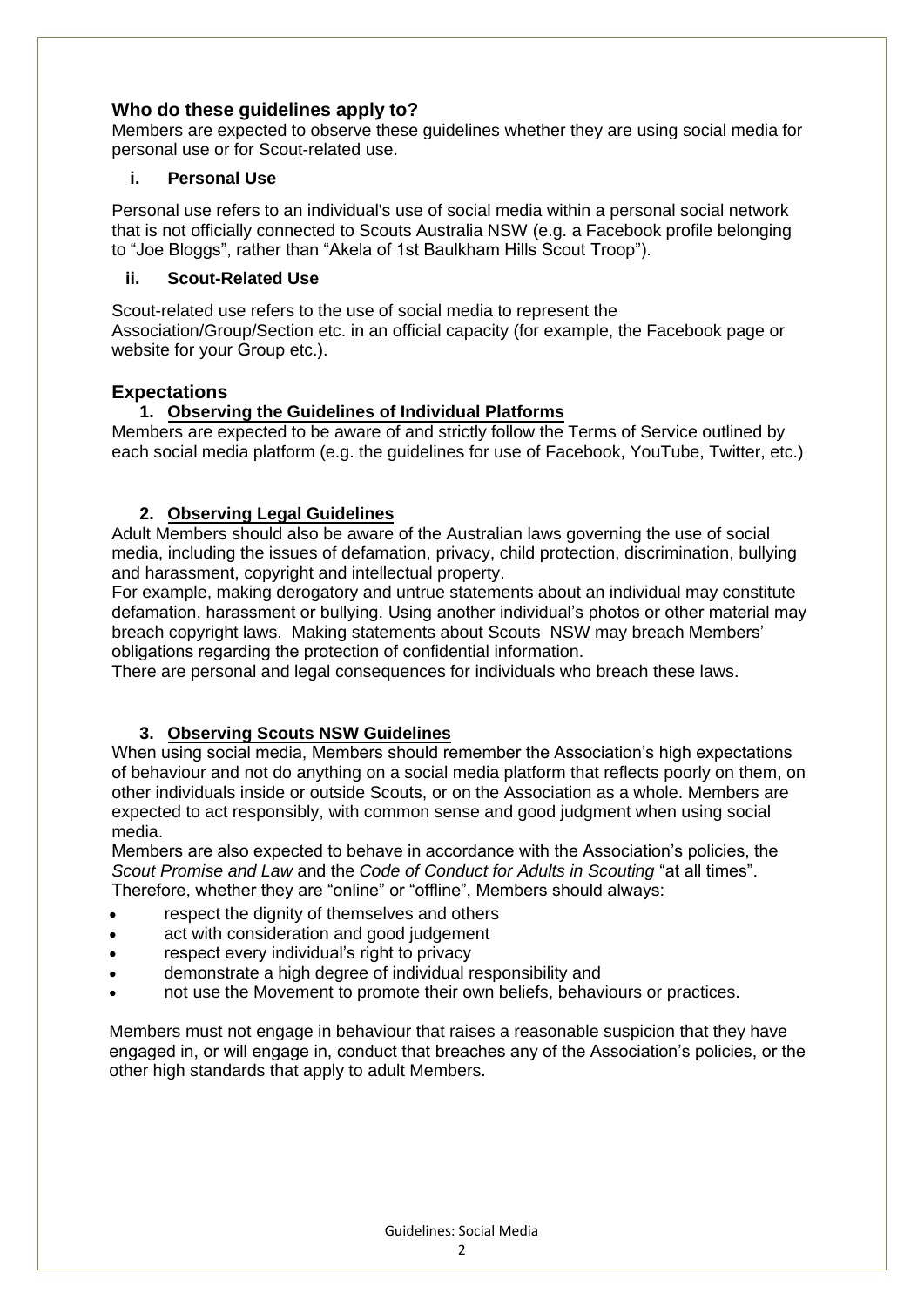## Who do these guidelines apply to?

Members are expected to observe these guidelines whether they are using social media for personal use or for Scout-related use.

### i. Personal Use

Personal use refers to an individual's use of social media within a personal social network that is not officially connected to Scouts Australia NSW (e.g. a Facebook profile belonging to "Joe Bloggs", rather than "Akela of 1st Baulkham Hills Scout Troop").

### ii. Scout-Related Use

Scout-related use refers to the use of social media to represent the Association/Group/Section etc. in an official capacity (for example, the Facebook page or website for your Group etc.).

## Expectations

### 1. Observing the Guidelines of Individual Platforms

Members are expected to be aware of and strictly follow the Terms of Service outlined by each social media platform (e.g. the guidelines for use of Facebook, YouTube, Twitter, etc.)

### 2. Observing Legal Guidelines

Adult Members should also be aware of the Australian laws governing the use of social media, including the issues of defamation, privacy, child protection, discrimination, bullying and harassment, copyright and intellectual property.

For example, making derogatory and untrue statements about an individual may constitute defamation, harassment or bullying. Using another individual's photos or other material may breach copyright laws. Making statements about Scouts NSW may breach Members' obligations regarding the protection of confidential information.

There are personal and legal consequences for individuals who breach these laws.

### 3. Observing Scouts NSW Guidelines

When using social media, Members should remember the Association's high expectations of behaviour and not do anything on a social media platform that reflects poorly on them, on other individuals inside or outside Scouts, or on the Association as a whole. Members are expected to act responsibly, with common sense and good judgment when using social media.

Members are also expected to behave in accordance with the Association's policies, the *Scout Promise and Law* and the *Code of Conduct for Adults in Scouting* "at all times". Therefore, whether they are "online" or "offline", Members should always:

- respect the dignity of themselves and others
- act with consideration and good judgement
- respect every individual's right to privacy
- demonstrate a high degree of individual responsibility and
- not use the Movement to promote their own beliefs, behaviours or practices.

Members must not engage in behaviour that raises a reasonable suspicion that they have engaged in, or will engage in, conduct that breaches any of the Association's policies, or the other high standards that apply to adult Members.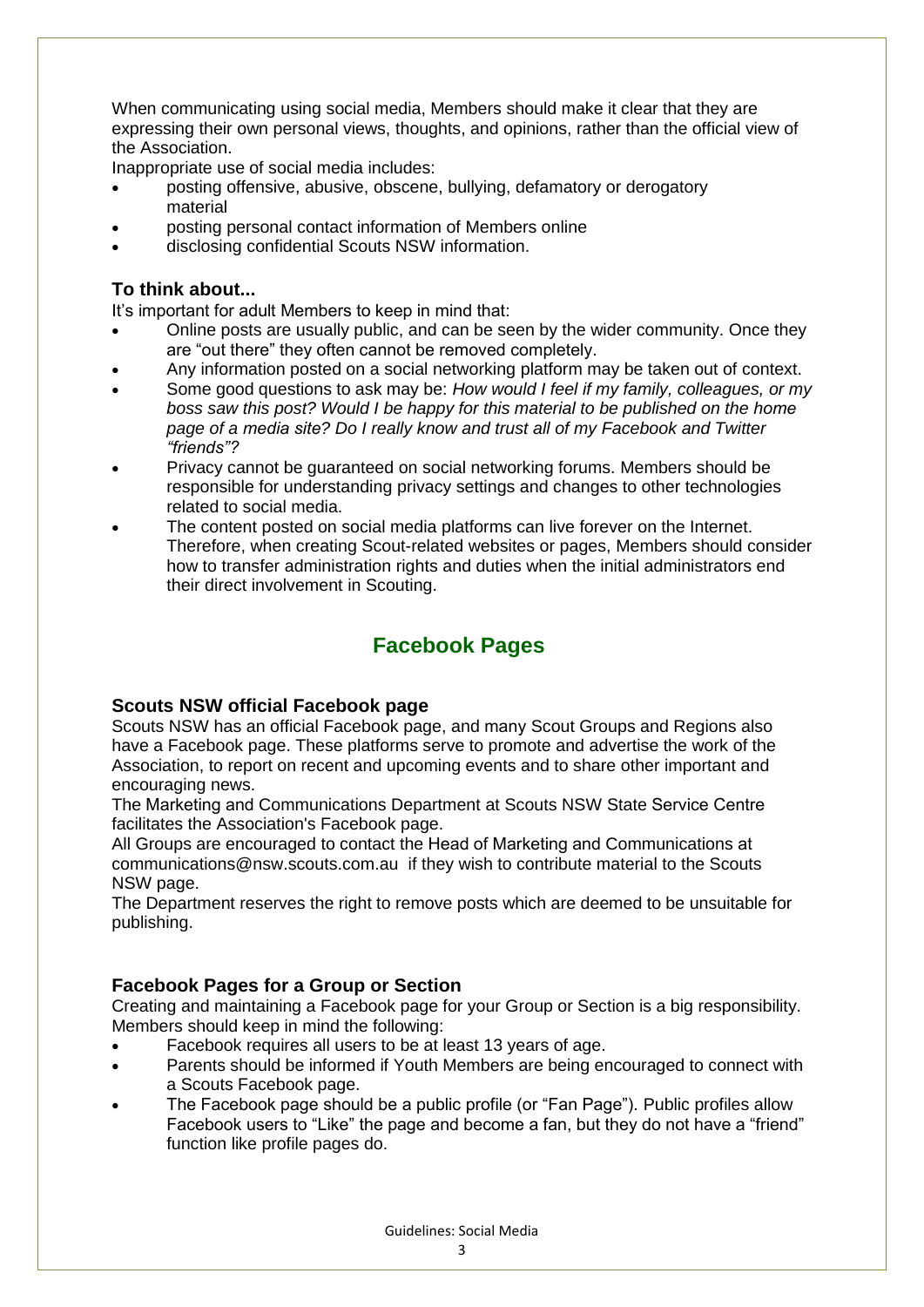When communicating using social media, Members should make it clear that they are expressing their own personal views, thoughts, and opinions, rather than the official view of the Association.

Inappropriate use of social media includes:

- posting offensive, abusive, obscene, bullying, defamatory or derogatory material
- posting personal contact information of Members online
- disclosing confidential Scouts NSW information.

### To think about...

It's important for adult Members to keep in mind that:

- Online posts are usually public, and can be seen by the wider community. Once they are "out there" they often cannot be removed completely.
- Any information posted on a social networking platform may be taken out of context.
- Some good questions to ask may be: *How would I feel if my family, colleagues, or my boss saw this post? Would I be happy for this material to be published on the home page of a media site? Do I really know and trust all of my Facebook and Twitter "friends"?*
- Privacy cannot be guaranteed on social networking forums. Members should be responsible for understanding privacy settings and changes to other technologies related to social media.
- The content posted on social media platforms can live forever on the Internet. Therefore, when creating Scout-related websites or pages, Members should consider how to transfer administration rights and duties when the initial administrators end their direct involvement in Scouting.

## Facebook Pages

### Scouts NSW official Facebook page

Scouts NSW has an official Facebook page, and many Scout Groups and Regions also have a Facebook page. These platforms serve to promote and advertise the work of the Association, to report on recent and upcoming events and to share other important and encouraging news.

The Marketing and Communications Department at Scouts NSW State Service Centre facilitates the Association's Facebook page.

All Groups are encouraged to contact the Head of Marketing and Communications at communications@nsw.scouts.com.au if they wish to contribute material to the Scouts NSW page.

The Department reserves the right to remove posts which are deemed to be unsuitable for publishing.

### Facebook Pages for a Group or Section

Creating and maintaining a Facebook page for your Group or Section is a big responsibility. Members should keep in mind the following:

- Facebook requires all users to be at least 13 years of age.
- Parents should be informed if Youth Members are being encouraged to connect with a Scouts Facebook page.
- The Facebook page should be a public profile (or "Fan Page"). Public profiles allow Facebook users to "Like" the page and become a fan, but they do not have a "friend" function like profile pages do.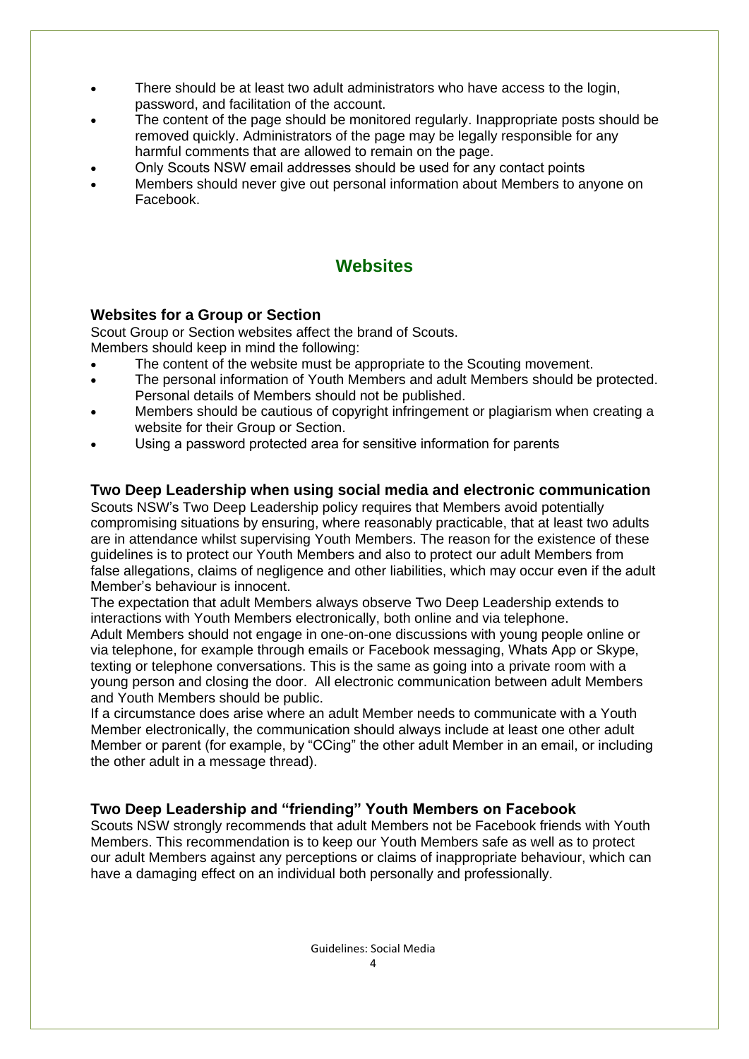- There should be at least two adult administrators who have access to the login, password, and facilitation of the account.
- The content of the page should be monitored regularly. Inappropriate posts should be removed quickly. Administrators of the page may be legally responsible for any harmful comments that are allowed to remain on the page.
- Only Scouts NSW email addresses should be used for any contact points
- Members should never give out personal information about Members to anyone on Facebook.

## Websites

### Websites for a Group or Section

Scout Group or Section websites affect the brand of Scouts.
Members should keep in mind the following:

- The content of the website must be appropriate to the Scouting movement.
- The personal information of Youth Members and adult Members should be protected. Personal details of Members should not be published.
- Members should be cautious of copyright infringement or plagiarism when creating a website for their Group or Section.
- Using a password protected area for sensitive information for parents

### Two Deep Leadership when using social media and electronic communication

Scouts NSW's Two Deep Leadership policy requires that Members avoid potentially compromising situations by ensuring, where reasonably practicable, that at least two adults are in attendance whilst supervising Youth Members. The reason for the existence of these guidelines is to protect our Youth Members and also to protect our adult Members from false allegations, claims of negligence and other liabilities, which may occur even if the adult Member's behaviour is innocent.

The expectation that adult Members always observe Two Deep Leadership extends to interactions with Youth Members electronically, both online and via telephone.

Adult Members should not engage in one-on-one discussions with young people online or via telephone, for example through emails or Facebook messaging, Whats App or Skype, texting or telephone conversations. This is the same as going into a private room with a young person and closing the door. All electronic communication between adult Members and Youth Members should be public.

If a circumstance does arise where an adult Member needs to communicate with a Youth Member electronically, the communication should always include at least one other adult Member or parent (for example, by "CCing" the other adult Member in an email, or including the other adult in a message thread).

### Two Deep Leadership and "friending" Youth Members on Facebook

Scouts NSW strongly recommends that adult Members not be Facebook friends with Youth Members. This recommendation is to keep our Youth Members safe as well as to protect our adult Members against any perceptions or claims of inappropriate behaviour, which can have a damaging effect on an individual both personally and professionally.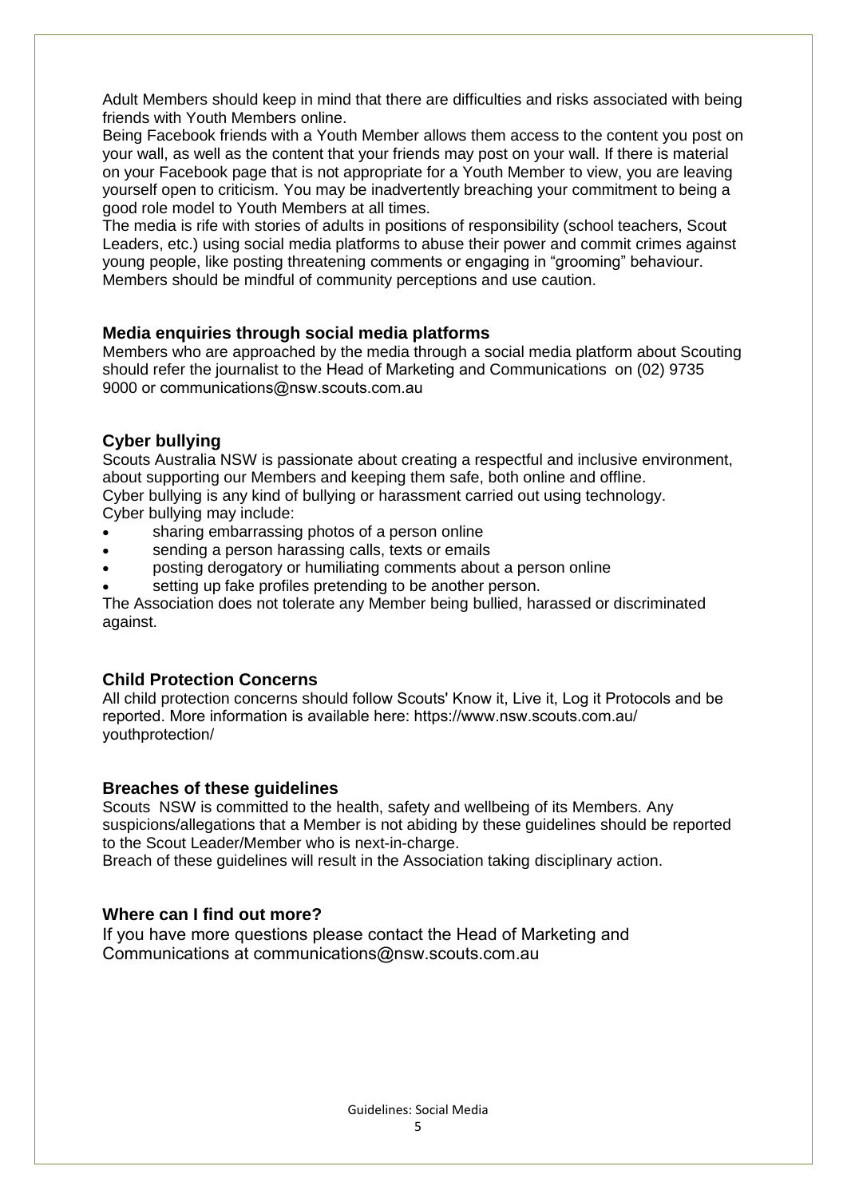Adult Members should keep in mind that there are difficulties and risks associated with being friends with Youth Members online.

Being Facebook friends with a Youth Member allows them access to the content you post on your wall, as well as the content that your friends may post on your wall. If there is material on your Facebook page that is not appropriate for a Youth Member to view, you are leaving yourself open to criticism. You may be inadvertently breaching your commitment to being a good role model to Youth Members at all times.

The media is rife with stories of adults in positions of responsibility (school teachers, Scout Leaders, etc.) using social media platforms to abuse their power and commit crimes against young people, like posting threatening comments or engaging in "grooming" behaviour. Members should be mindful of community perceptions and use caution.

### Media enquiries through social media platforms

Members who are approached by the media through a social media platform about Scouting should refer the journalist to the Head of Marketing and Communications on (02) 9735 9000 or communications@nsw.scouts.com.au

### Cyber bullying

Scouts Australia NSW is passionate about creating a respectful and inclusive environment, about supporting our Members and keeping them safe, both online and offline.

Cyber bullying is any kind of bullying or harassment carried out using technology.

Cyber bullying may include:

- sharing embarrassing photos of a person online
- sending a person harassing calls, texts or emails
- posting derogatory or humiliating comments about a person online
- setting up fake profiles pretending to be another person.

The Association does not tolerate any Member being bullied, harassed or discriminated against.

### Child Protection Concerns

All child protection concerns should follow Scouts' Know it, Live it, Log it Protocols and be reported. More information is available here: https://www.nsw.scouts.com.au/youthprotection/

### Breaches of these guidelines

Scouts NSW is committed to the health, safety and wellbeing of its Members. Any suspicions/allegations that a Member is not abiding by these guidelines should be reported to the Scout Leader/Member who is next-in-charge.

Breach of these guidelines will result in the Association taking disciplinary action.

### Where can I find out more?

If you have more questions please contact the Head of Marketing and Communications at communications@nsw.scouts.com.au